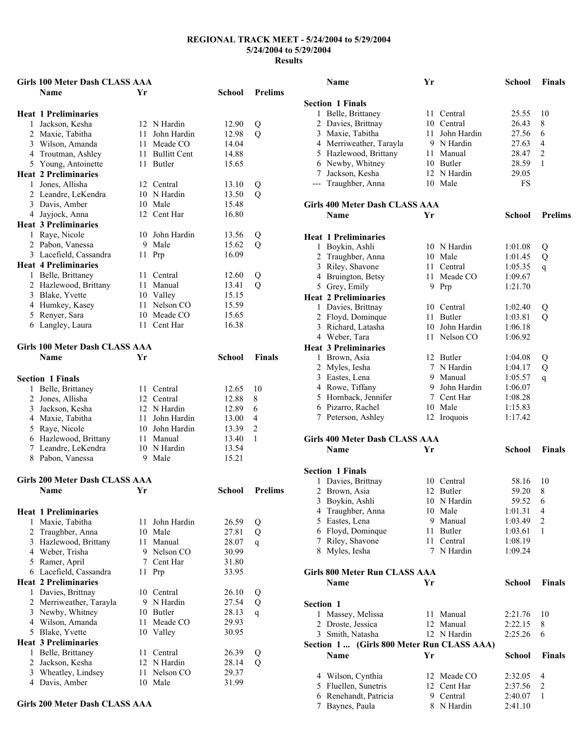# REGIONAL TRACK MEET - 5/24/2004 to 5/29/2004

5/24/2004 to 5/29/2004

Results

## Girls 100 Meter Dash CLASS AAA

| | Name | Yr | School | Prelims | |
|---|---|---|---|---|---|
| **Heat 1 Preliminaries** | | | | | |
| 1 | Jackson, Kesha | 12 | N Hardin | 12.90 | Q |
| 2 | Maxie, Tabitha | 11 | John Hardin | 12.98 | Q |
| 3 | Wilson, Amanda | 11 | Meade CO | 14.04 | |
| 4 | Troutman, Ashley | 11 | Bullitt Cent | 14.88 | |
| 5 | Young, Antoinette | 11 | Butler | 15.65 | |
| **Heat 2 Preliminaries** | | | | | |
| 1 | Jones, Allisha | 12 | Central | 13.10 | Q |
| 2 | Leandre, LeKendra | 10 | N Hardin | 13.50 | Q |
| 3 | Davis, Amber | 10 | Male | 15.48 | |
| 4 | Jayjock, Anna | 12 | Cent Har | 16.80 | |
| **Heat 3 Preliminaries** | | | | | |
| 1 | Raye, Nicole | 10 | John Hardin | 13.56 | Q |
| 2 | Pabon, Vanessa | 9 | Male | 15.62 | Q |
| 3 | Lacefield, Cassandra | 11 | Prp | 16.09 | |
| **Heat 4 Preliminaries** | | | | | |
| 1 | Belle, Brittaney | 11 | Central | 12.60 | Q |
| 2 | Hazlewood, Brittany | 11 | Manual | 13.41 | Q |
| 3 | Blake, Yvette | 10 | Valley | 15.15 | |
| 4 | Humkey, Kasey | 11 | Nelson CO | 15.59 | |
| 5 | Renyer, Sara | 10 | Meade CO | 15.65 | |
| 6 | Langley, Laura | 11 | Cent Har | 16.38 | |

## Girls 100 Meter Dash CLASS AAA

| | Name | Yr | School | Finals | |
|---|---|---|---|---|---|
| **Section 1 Finals** | | | | | |
| 1 | Belle, Brittaney | 11 | Central | 12.65 | 10 |
| 2 | Jones, Allisha | 12 | Central | 12.88 | 8 |
| 3 | Jackson, Kesha | 12 | N Hardin | 12.89 | 6 |
| 4 | Maxie, Tabitha | 11 | John Hardin | 13.00 | 4 |
| 5 | Raye, Nicole | 10 | John Hardin | 13.39 | 2 |
| 6 | Hazlewood, Brittany | 11 | Manual | 13.40 | 1 |
| 7 | Leandre, LeKendra | 10 | N Hardin | 13.54 | |
| 8 | Pabon, Vanessa | 9 | Male | 15.21 | |

## Girls 200 Meter Dash CLASS AAA

| | Name | Yr | School | Prelims | |
|---|---|---|---|---|---|
| **Heat 1 Preliminaries** | | | | | |
| 1 | Maxie, Tabitha | 11 | John Hardin | 26.59 | Q |
| 2 | Traughber, Anna | 10 | Male | 27.81 | Q |
| 3 | Hazlewood, Brittany | 11 | Manual | 28.07 | q |
| 4 | Weber, Trisha | 9 | Nelson CO | 30.99 | |
| 5 | Ramer, April | 7 | Cent Har | 31.80 | |
| 6 | Lacefield, Cassandra | 11 | Prp | 33.95 | |
| **Heat 2 Preliminaries** | | | | | |
| 1 | Davies, Brittnay | 10 | Central | 26.10 | Q |
| 2 | Merriweather, Tarayla | 9 | N Hardin | 27.54 | Q |
| 3 | Newby, Whitney | 10 | Butler | 28.13 | q |
| 4 | Wilson, Amanda | 11 | Meade CO | 29.93 | |
| 5 | Blake, Yvette | 10 | Valley | 30.95 | |
| **Heat 3 Preliminaries** | | | | | |
| 1 | Belle, Brittaney | 11 | Central | 26.39 | Q |
| 2 | Jackson, Kesha | 12 | N Hardin | 28.14 | Q |
| 3 | Wheatley, Lindsey | 11 | Nelson CO | 29.37 | |
| 4 | Davis, Amber | 10 | Male | 31.99 | |

## Girls 200 Meter Dash CLASS AAA

| | Name | Yr | School | Finals | |
|---|---|---|---|---|---|
| **Section 1 Finals** | | | | | |
| 1 | Belle, Brittaney | 11 | Central | 25.55 | 10 |
| 2 | Davies, Brittnay | 10 | Central | 26.43 | 8 |
| 3 | Maxie, Tabitha | 11 | John Hardin | 27.56 | 6 |
| 4 | Merriweather, Tarayla | 9 | N Hardin | 27.63 | 4 |
| 5 | Hazlewood, Brittany | 11 | Manual | 28.47 | 2 |
| 6 | Newby, Whitney | 10 | Butler | 28.59 | 1 |
| 7 | Jackson, Kesha | 12 | N Hardin | 29.05 | |
| --- | Traughber, Anna | 10 | Male | FS | |

## Girls 400 Meter Dash CLASS AAA

| | Name | Yr | School | Prelims | |
|---|---|---|---|---|---|
| **Heat 1 Preliminaries** | | | | | |
| 1 | Boykin, Ashli | 10 | N Hardin | 1:01.08 | Q |
| 2 | Traughber, Anna | 10 | Male | 1:01.45 | Q |
| 3 | Riley, Shavone | 11 | Central | 1:05.35 | q |
| 4 | Bruington, Betsy | 11 | Meade CO | 1:09.67 | |
| 5 | Grey, Emily | 9 | Prp | 1:21.70 | |
| **Heat 2 Preliminaries** | | | | | |
| 1 | Davies, Brittnay | 10 | Central | 1:02.40 | Q |
| 2 | Floyd, Dominque | 11 | Butler | 1:03.81 | Q |
| 3 | Richard, Latasha | 10 | John Hardin | 1:06.18 | |
| 4 | Weber, Tara | 11 | Nelson CO | 1:06.92 | |
| **Heat 3 Preliminaries** | | | | | |
| 1 | Brown, Asia | 12 | Butler | 1:04.08 | Q |
| 2 | Myles, Iesha | 7 | N Hardin | 1:04.17 | Q |
| 3 | Eastes, Lena | 9 | Manual | 1:05.57 | q |
| 4 | Rowe, Tiffany | 9 | John Hardin | 1:06.07 | |
| 5 | Hornback, Jennifer | 7 | Cent Har | 1:08.28 | |
| 6 | Pizarro, Rachel | 10 | Male | 1:15.83 | |
| 7 | Peterson, Ashley | 12 | Iroquois | 1:17.42 | |

## Girls 400 Meter Dash CLASS AAA

| | Name | Yr | School | Finals | |
|---|---|---|---|---|---|
| **Section 1 Finals** | | | | | |
| 1 | Davies, Brittnay | 10 | Central | 58.16 | 10 |
| 2 | Brown, Asia | 12 | Butler | 59.20 | 8 |
| 3 | Boykin, Ashli | 10 | N Hardin | 59.52 | 6 |
| 4 | Traughber, Anna | 10 | Male | 1:01.31 | 4 |
| 5 | Eastes, Lena | 9 | Manual | 1:03.49 | 2 |
| 6 | Floyd, Dominque | 11 | Butler | 1:03.61 | 1 |
| 7 | Riley, Shavone | 11 | Central | 1:08.19 | |
| 8 | Myles, Iesha | 7 | N Hardin | 1:09.24 | |

## Girls 800 Meter Run CLASS AAA

| | Name | Yr | School | Finals | |
|---|---|---|---|---|---|
| **Section 1** | | | | | |
| 1 | Massey, Melissa | 11 | Manual | 2:21.76 | 10 |
| 2 | Droste, Jessica | 12 | Manual | 2:22.15 | 8 |
| 3 | Smith, Natasha | 12 | N Hardin | 2:25.26 | 6 |
| **Section 1 ... (Girls 800 Meter Run CLASS AAA)** | | | | | |
| 4 | Wilson, Cynthia | 12 | Meade CO | 2:32.05 | 4 |
| 5 | Fluellen, Sunetris | 12 | Cent Har | 2:37.56 | 2 |
| 6 | Renehandt, Patricia | 9 | Central | 2:40.07 | 1 |
| 7 | Baynes, Paula | 8 | N Hardin | 2:41.10 | |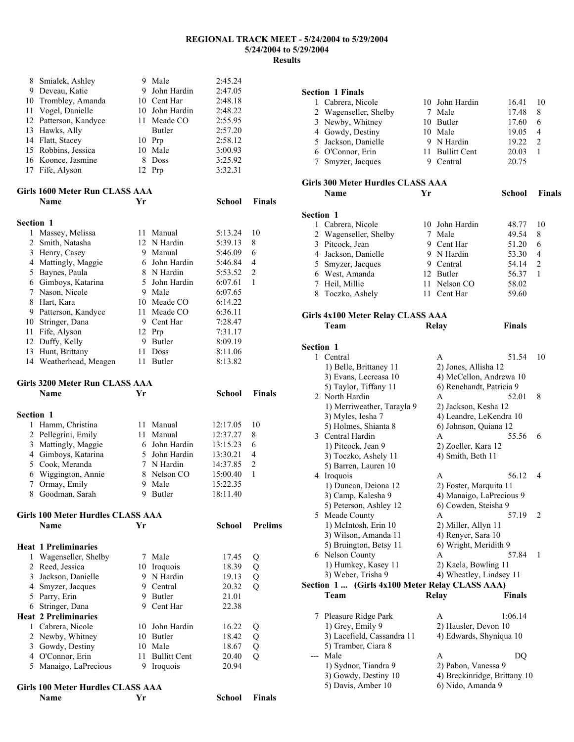# REGIONAL TRACK MEET - 5/24/2004 to 5/29/2004

**5/24/2004 to 5/29/2004**

**Results**

| | Name | Yr | School | Finals | |
|---|---|---|---|---|---|
| 8 | Smialek, Ashley | 9 | Male | 2:45.24 | |
| 9 | Deveau, Katie | 9 | John Hardin | 2:47.05 | |
| 10 | Trombley, Amanda | 10 | Cent Har | 2:48.18 | |
| 11 | Vogel, Danielle | 10 | John Hardin | 2:48.22 | |
| 12 | Patterson, Kandyce | 11 | Meade CO | 2:55.95 | |
| 13 | Hawks, Ally | | Butler | 2:57.20 | |
| 14 | Flatt, Stacey | 10 | Prp | 2:58.12 | |
| 15 | Robbins, Jessica | 10 | Male | 3:00.93 | |
| 16 | Koonce, Jasmine | 8 | Doss | 3:25.92 | |
| 17 | Fife, Alyson | 12 | Prp | 3:32.31 | |

### Girls 1600 Meter Run CLASS AAA

**Section 1**

| | Name | Yr | School | Finals | |
|---|---|---|---|---|---|
| 1 | Massey, Melissa | 11 | Manual | 5:13.24 | 10 |
| 2 | Smith, Natasha | 12 | N Hardin | 5:39.13 | 8 |
| 3 | Henry, Casey | 9 | Manual | 5:46.09 | 6 |
| 4 | Mattingly, Maggie | 6 | John Hardin | 5:46.84 | 4 |
| 5 | Baynes, Paula | 8 | N Hardin | 5:53.52 | 2 |
| 6 | Gimboys, Katarina | 5 | John Hardin | 6:07.61 | 1 |
| 7 | Nason, Nicole | 9 | Male | 6:07.65 | |
| 8 | Hart, Kara | 10 | Meade CO | 6:14.22 | |
| 9 | Patterson, Kandyce | 11 | Meade CO | 6:36.11 | |
| 10 | Stringer, Dana | 9 | Cent Har | 7:28.47 | |
| 11 | Fife, Alyson | 12 | Prp | 7:31.17 | |
| 12 | Duffy, Kelly | 9 | Butler | 8:09.19 | |
| 13 | Hunt, Brittany | 11 | Doss | 8:11.06 | |
| 14 | Weatherhead, Meagen | 11 | Butler | 8:13.82 | |

### Girls 3200 Meter Run CLASS AAA

**Section 1**

| | Name | Yr | School | Finals | |
|---|---|---|---|---|---|
| 1 | Hamm, Christina | 11 | Manual | 12:17.05 | 10 |
| 2 | Pellegrini, Emily | 11 | Manual | 12:37.27 | 8 |
| 3 | Mattingly, Maggie | 6 | John Hardin | 13:15.23 | 6 |
| 4 | Gimboys, Katarina | 5 | John Hardin | 13:30.21 | 4 |
| 5 | Cook, Meranda | 7 | N Hardin | 14:37.85 | 2 |
| 6 | Wiggington, Annie | 8 | Nelson CO | 15:00.40 | 1 |
| 7 | Ormay, Emily | 9 | Male | 15:22.35 | |
| 8 | Goodman, Sarah | 9 | Butler | 18:11.40 | |

### Girls 100 Meter Hurdles CLASS AAA

| | Name | Yr | School | Prelims | |
|---|---|---|---|---|---|
| **Heat 1 Preliminaries** | | | | | |
| 1 | Wagenseller, Shelby | 7 | Male | 17.45 | Q |
| 2 | Reed, Jessica | 10 | Iroquois | 18.39 | Q |
| 3 | Jackson, Danielle | 9 | N Hardin | 19.13 | Q |
| 4 | Smyzer, Jacques | 9 | Central | 20.32 | Q |
| 5 | Parry, Erin | 9 | Butler | 21.01 | |
| 6 | Stringer, Dana | 9 | Cent Har | 22.38 | |
| **Heat 2 Preliminaries** | | | | | |
| 1 | Cabrera, Nicole | 10 | John Hardin | 16.22 | Q |
| 2 | Newby, Whitney | 10 | Butler | 18.42 | Q |
| 3 | Gowdy, Destiny | 10 | Male | 18.67 | Q |
| 4 | O'Connor, Erin | 11 | Bullitt Cent | 20.40 | Q |
| 5 | Manaigo, LaPrecious | 9 | Iroquois | 20.94 | |

### Girls 100 Meter Hurdles CLASS AAA

**Section 1 Finals**

| | Name | Yr | School | Finals | |
|---|---|---|---|---|---|
| 1 | Cabrera, Nicole | 10 | John Hardin | 16.41 | 10 |
| 2 | Wagenseller, Shelby | 7 | Male | 17.48 | 8 |
| 3 | Newby, Whitney | 10 | Butler | 17.60 | 6 |
| 4 | Gowdy, Destiny | 10 | Male | 19.05 | 4 |
| 5 | Jackson, Danielle | 9 | N Hardin | 19.22 | 2 |
| 6 | O'Connor, Erin | 11 | Bullitt Cent | 20.03 | 1 |
| 7 | Smyzer, Jacques | 9 | Central | 20.75 | |

### Girls 300 Meter Hurdles CLASS AAA

**Section 1**

| | Name | Yr | School | Finals | |
|---|---|---|---|---|---|
| 1 | Cabrera, Nicole | 10 | John Hardin | 48.77 | 10 |
| 2 | Wagenseller, Shelby | 7 | Male | 49.54 | 8 |
| 3 | Pitcock, Jean | 9 | Cent Har | 51.20 | 6 |
| 4 | Jackson, Danielle | 9 | N Hardin | 53.30 | 4 |
| 5 | Smyzer, Jacques | 9 | Central | 54.14 | 2 |
| 6 | West, Amanda | 12 | Butler | 56.37 | 1 |
| 7 | Heil, Millie | 11 | Nelson CO | 58.02 | |
| 8 | Toczko, Ashely | 11 | Cent Har | 59.60 | |

### Girls 4x100 Meter Relay CLASS AAA

**Section 1**

| | Team | Relay | Finals | |
|---|---|---|---|---|
| 1 | Central | A | 51.54 | 10 |
| | 1) Belle, Brittaney 11 | 2) Jones, Allisha 12 | | |
| | 3) Evans, Lecreasa 10 | 4) McCellon, Andrewa 10 | | |
| | 5) Taylor, Tiffany 11 | 6) Renehandt, Patricia 9 | | |
| 2 | North Hardin | A | 52.01 | 8 |
| | 1) Merriweather, Tarayla 9 | 2) Jackson, Kesha 12 | | |
| | 3) Myles, Iesha 7 | 4) Leandre, LeKendra 10 | | |
| | 5) Holmes, Shianta 8 | 6) Johnson, Quiana 12 | | |
| 3 | Central Hardin | A | 55.56 | 6 |
| | 1) Pitcock, Jean 9 | 2) Zoeller, Kara 12 | | |
| | 3) Toczko, Ashely 11 | 4) Smith, Beth 11 | | |
| | 5) Barren, Lauren 10 | | | |
| 4 | Iroquois | A | 56.12 | 4 |
| | 1) Duncan, Deiona 12 | 2) Foster, Marquita 11 | | |
| | 3) Camp, Kalesha 9 | 4) Manaigo, LaPrecious 9 | | |
| | 5) Peterson, Ashley 12 | 6) Cowden, Steisha 9 | | |
| 5 | Meade County | A | 57.19 | 2 |
| | 1) McIntosh, Erin 10 | 2) Miller, Allyn 11 | | |
| | 3) Wilson, Amanda 11 | 4) Renyer, Sara 10 | | |
| | 5) Bruington, Betsy 11 | 6) Wright, Meridith 9 | | |
| 6 | Nelson County | A | 57.84 | 1 |
| | 1) Humkey, Kasey 11 | 2) Kaela, Bowling 11 | | |
| | 3) Weber, Trisha 9 | 4) Wheatley, Lindsey 11 | | |

**Section 1 ... (Girls 4x100 Meter Relay CLASS AAA)**

| | Team | Relay | Finals |
|---|---|---|---|
| 7 | Pleasure Ridge Park | A | 1:06.14 |
| | 1) Grey, Emily 9 | 2) Hausler, Devon 10 | |
| | 3) Lacefield, Cassandra 11 | 4) Edwards, Shyniqua 10 | |
| | 5) Tramber, Ciara 8 | | |
| --- | Male | A | DQ |
| | 1) Sydnor, Tiandra 9 | 2) Pabon, Vanessa 9 | |
| | 3) Gowdy, Destiny 10 | 4) Breckinridge, Brittany 10 | |
| | 5) Davis, Amber 10 | 6) Nido, Amanda 9 | |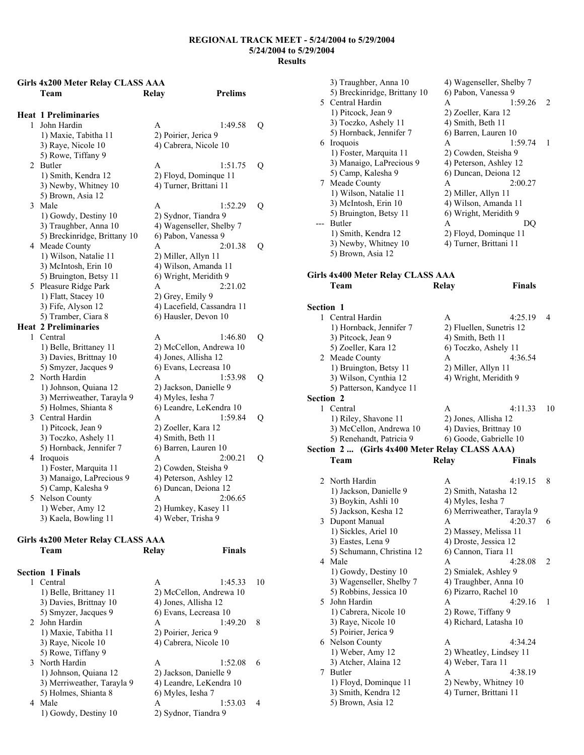**REGIONAL TRACK MEET - 5/24/2004 to 5/29/2004**
**5/24/2004 to 5/29/2004**
**Results**

**Girls 4x200 Meter Relay CLASS AAA**

| | Team | Relay | Prelims | |
|---|---|---|---|---|

**Heat 1 Preliminaries**

| | Team | Relay | Prelims | |
|---|---|---|---|---|
| 1 | John Hardin | A | 1:49.58 | Q |
| | 1) Maxie, Tabitha 11 | 2) Poirier, Jerica 9 | | |
| | 3) Raye, Nicole 10 | 4) Cabrera, Nicole 10 | | |
| | 5) Rowe, Tiffany 9 | | | |
| 2 | Butler | A | 1:51.75 | Q |
| | 1) Smith, Kendra 12 | 2) Floyd, Dominque 11 | | |
| | 3) Newby, Whitney 10 | 4) Turner, Brittani 11 | | |
| | 5) Brown, Asia 12 | | | |
| 3 | Male | A | 1:52.29 | Q |
| | 1) Gowdy, Destiny 10 | 2) Sydnor, Tiandra 9 | | |
| | 3) Traughber, Anna 10 | 4) Wagenseller, Shelby 7 | | |
| | 5) Breckinridge, Brittany 10 | 6) Pabon, Vanessa 9 | | |
| 4 | Meade County | A | 2:01.38 | Q |
| | 1) Wilson, Natalie 11 | 2) Miller, Allyn 11 | | |
| | 3) McIntosh, Erin 10 | 4) Wilson, Amanda 11 | | |
| | 5) Bruington, Betsy 11 | 6) Wright, Meridith 9 | | |
| 5 | Pleasure Ridge Park | A | 2:21.02 | |
| | 1) Flatt, Stacey 10 | 2) Grey, Emily 9 | | |
| | 3) Fife, Alyson 12 | 4) Lacefield, Cassandra 11 | | |
| | 5) Tramber, Ciara 8 | 6) Hausler, Devon 10 | | |

**Heat 2 Preliminaries**

| | Team | Relay | Prelims | |
|---|---|---|---|---|
| 1 | Central | A | 1:46.80 | Q |
| | 1) Belle, Brittaney 11 | 2) McCellon, Andrewa 10 | | |
| | 3) Davies, Brittnay 10 | 4) Jones, Allisha 12 | | |
| | 5) Smyzer, Jacques 9 | 6) Evans, Lecreasa 10 | | |
| 2 | North Hardin | A | 1:53.98 | Q |
| | 1) Johnson, Quiana 12 | 2) Jackson, Danielle 9 | | |
| | 3) Merriweather, Tarayla 9 | 4) Myles, Iesha 7 | | |
| | 5) Holmes, Shianta 8 | 6) Leandre, LeKendra 10 | | |
| 3 | Central Hardin | A | 1:59.84 | Q |
| | 1) Pitcock, Jean 9 | 2) Zoeller, Kara 12 | | |
| | 3) Toczko, Ashely 11 | 4) Smith, Beth 11 | | |
| | 5) Hornback, Jennifer 7 | 6) Barren, Lauren 10 | | |
| 4 | Iroquois | A | 2:00.21 | Q |
| | 1) Foster, Marquita 11 | 2) Cowden, Steisha 9 | | |
| | 3) Manaigo, LaPrecious 9 | 4) Peterson, Ashley 12 | | |
| | 5) Camp, Kalesha 9 | 6) Duncan, Deiona 12 | | |
| 5 | Nelson County | A | 2:06.65 | |
| | 1) Weber, Amy 12 | 2) Humkey, Kasey 11 | | |
| | 3) Kaela, Bowling 11 | 4) Weber, Trisha 9 | | |

**Girls 4x200 Meter Relay CLASS AAA**

**Section 1 Finals**

| | Team | Relay | Finals | |
|---|---|---|---|---|
| 1 | Central | A | 1:45.33 | 10 |
| | 1) Belle, Brittaney 11 | 2) McCellon, Andrewa 10 | | |
| | 3) Davies, Brittnay 10 | 4) Jones, Allisha 12 | | |
| | 5) Smyzer, Jacques 9 | 6) Evans, Lecreasa 10 | | |
| 2 | John Hardin | A | 1:49.20 | 8 |
| | 1) Maxie, Tabitha 11 | 2) Poirier, Jerica 9 | | |
| | 3) Raye, Nicole 10 | 4) Cabrera, Nicole 10 | | |
| | 5) Rowe, Tiffany 9 | | | |
| 3 | North Hardin | A | 1:52.08 | 6 |
| | 1) Johnson, Quiana 12 | 2) Jackson, Danielle 9 | | |
| | 3) Merriweather, Tarayla 9 | 4) Leandre, LeKendra 10 | | |
| | 5) Holmes, Shianta 8 | 6) Myles, Iesha 7 | | |
| 4 | Male | A | 1:53.03 | 4 |
| | 1) Gowdy, Destiny 10 | 2) Sydnor, Tiandra 9 | | |
| | 3) Traughber, Anna 10 | 4) Wagenseller, Shelby 7 | | |
| | 5) Breckinridge, Brittany 10 | 6) Pabon, Vanessa 9 | | |
| 5 | Central Hardin | A | 1:59.26 | 2 |
| | 1) Pitcock, Jean 9 | 2) Zoeller, Kara 12 | | |
| | 3) Toczko, Ashely 11 | 4) Smith, Beth 11 | | |
| | 5) Hornback, Jennifer 7 | 6) Barren, Lauren 10 | | |
| 6 | Iroquois | A | 1:59.74 | 1 |
| | 1) Foster, Marquita 11 | 2) Cowden, Steisha 9 | | |
| | 3) Manaigo, LaPrecious 9 | 4) Peterson, Ashley 12 | | |
| | 5) Camp, Kalesha 9 | 6) Duncan, Deiona 12 | | |
| 7 | Meade County | A | 2:00.27 | |
| | 1) Wilson, Natalie 11 | 2) Miller, Allyn 11 | | |
| | 3) McIntosh, Erin 10 | 4) Wilson, Amanda 11 | | |
| | 5) Bruington, Betsy 11 | 6) Wright, Meridith 9 | | |
| --- | Butler | A | DQ | |
| | 1) Smith, Kendra 12 | 2) Floyd, Dominque 11 | | |
| | 3) Newby, Whitney 10 | 4) Turner, Brittani 11 | | |
| | 5) Brown, Asia 12 | | | |

**Girls 4x400 Meter Relay CLASS AAA**

**Section 1**

| | Team | Relay | Finals | |
|---|---|---|---|---|
| 1 | Central Hardin | A | 4:25.19 | 4 |
| | 1) Hornback, Jennifer 7 | 2) Fluellen, Sunetris 12 | | |
| | 3) Pitcock, Jean 9 | 4) Smith, Beth 11 | | |
| | 5) Zoeller, Kara 12 | 6) Toczko, Ashely 11 | | |
| 2 | Meade County | A | 4:36.54 | |
| | 1) Bruington, Betsy 11 | 2) Miller, Allyn 11 | | |
| | 3) Wilson, Cynthia 12 | 4) Wright, Meridith 9 | | |
| | 5) Patterson, Kandyce 11 | | | |

**Section 2**

| | Team | Relay | Finals | |
|---|---|---|---|---|
| 1 | Central | A | 4:11.33 | 10 |
| | 1) Riley, Shavone 11 | 2) Jones, Allisha 12 | | |
| | 3) McCellon, Andrewa 10 | 4) Davies, Brittnay 10 | | |
| | 5) Renehandt, Patricia 9 | 6) Goode, Gabrielle 10 | | |

**Section 2 ... (Girls 4x400 Meter Relay CLASS AAA)**

| | Team | Relay | Finals | |
|---|---|---|---|---|
| 2 | North Hardin | A | 4:19.15 | 8 |
| | 1) Jackson, Danielle 9 | 2) Smith, Natasha 12 | | |
| | 3) Boykin, Ashli 10 | 4) Myles, Iesha 7 | | |
| | 5) Jackson, Kesha 12 | 6) Merriweather, Tarayla 9 | | |
| 3 | Dupont Manual | A | 4:20.37 | 6 |
| | 1) Sickles, Ariel 10 | 2) Massey, Melissa 11 | | |
| | 3) Eastes, Lena 9 | 4) Droste, Jessica 12 | | |
| | 5) Schumann, Christina 12 | 6) Cannon, Tiara 11 | | |
| 4 | Male | A | 4:28.08 | 2 |
| | 1) Gowdy, Destiny 10 | 2) Smialek, Ashley 9 | | |
| | 3) Wagenseller, Shelby 7 | 4) Traughber, Anna 10 | | |
| | 5) Robbins, Jessica 10 | 6) Pizarro, Rachel 10 | | |
| 5 | John Hardin | A | 4:29.16 | 1 |
| | 1) Cabrera, Nicole 10 | 2) Rowe, Tiffany 9 | | |
| | 3) Raye, Nicole 10 | 4) Richard, Latasha 10 | | |
| | 5) Poirier, Jerica 9 | | | |
| 6 | Nelson County | A | 4:34.24 | |
| | 1) Weber, Amy 12 | 2) Wheatley, Lindsey 11 | | |
| | 3) Atcher, Alaina 12 | 4) Weber, Tara 11 | | |
| 7 | Butler | A | 4:38.19 | |
| | 1) Floyd, Dominque 11 | 2) Newby, Whitney 10 | | |
| | 3) Smith, Kendra 12 | 4) Turner, Brittani 11 | | |
| | 5) Brown, Asia 12 | | | |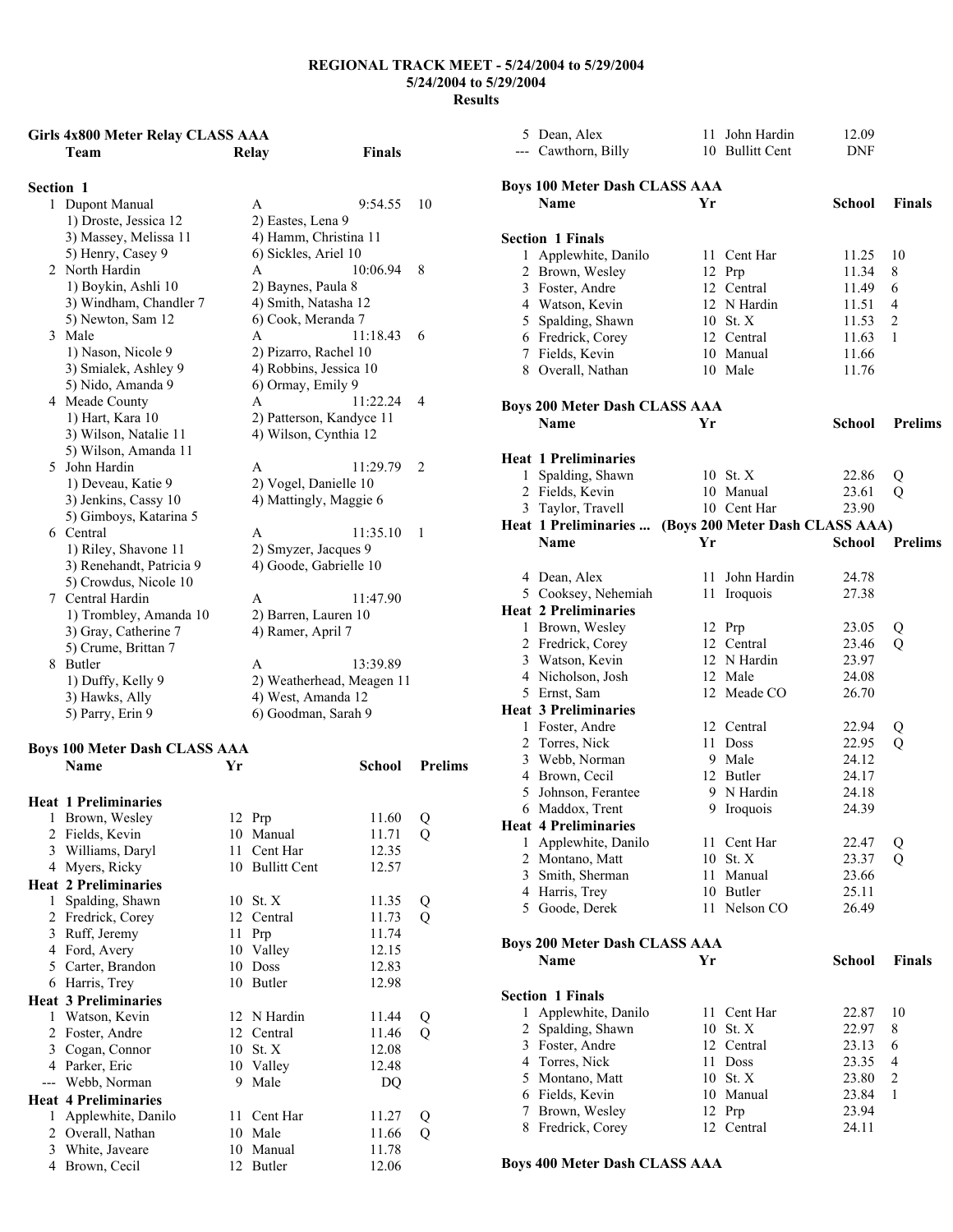# REGIONAL TRACK MEET - 5/24/2004 to 5/29/2004

**5/24/2004 to 5/29/2004**

**Results**

## Girls 4x800 Meter Relay CLASS AAA

| | Team | Relay | Finals | |
|---|---|---|---|---|
| **Section 1** | | | | |
| 1 | Dupont Manual | A | 9:54.55 | 10 |
| | 1) Droste, Jessica 12 | 2) Eastes, Lena 9 | | |
| | 3) Massey, Melissa 11 | 4) Hamm, Christina 11 | | |
| | 5) Henry, Casey 9 | 6) Sickles, Ariel 10 | | |
| 2 | North Hardin | A | 10:06.94 | 8 |
| | 1) Boykin, Ashli 10 | 2) Baynes, Paula 8 | | |
| | 3) Windham, Chandler 7 | 4) Smith, Natasha 12 | | |
| | 5) Newton, Sam 12 | 6) Cook, Meranda 7 | | |
| 3 | Male | A | 11:18.43 | 6 |
| | 1) Nason, Nicole 9 | 2) Pizarro, Rachel 10 | | |
| | 3) Smialek, Ashley 9 | 4) Robbins, Jessica 10 | | |
| | 5) Nido, Amanda 9 | 6) Ormay, Emily 9 | | |
| 4 | Meade County | A | 11:22.24 | 4 |
| | 1) Hart, Kara 10 | 2) Patterson, Kandyce 11 | | |
| | 3) Wilson, Natalie 11 | 4) Wilson, Cynthia 12 | | |
| | 5) Wilson, Amanda 11 | | | |
| 5 | John Hardin | A | 11:29.79 | 2 |
| | 1) Deveau, Katie 9 | 2) Vogel, Danielle 10 | | |
| | 3) Jenkins, Cassy 10 | 4) Mattingly, Maggie 6 | | |
| | 5) Gimboys, Katarina 5 | | | |
| 6 | Central | A | 11:35.10 | 1 |
| | 1) Riley, Shavone 11 | 2) Smyzer, Jacques 9 | | |
| | 3) Renehandt, Patricia 9 | 4) Goode, Gabrielle 10 | | |
| | 5) Crowdus, Nicole 10 | | | |
| 7 | Central Hardin | A | 11:47.90 | |
| | 1) Trombley, Amanda 10 | 2) Barren, Lauren 10 | | |
| | 3) Gray, Catherine 7 | 4) Ramer, April 7 | | |
| | 5) Crume, Brittan 7 | | | |
| 8 | Butler | A | 13:39.89 | |
| | 1) Duffy, Kelly 9 | 2) Weatherhead, Meagen 11 | | |
| | 3) Hawks, Ally | 4) West, Amanda 12 | | |
| | 5) Parry, Erin 9 | 6) Goodman, Sarah 9 | | |

## Boys 100 Meter Dash CLASS AAA

| | Name | Yr | School | Prelims | |
|---|---|---|---|---|---|
| **Heat 1 Preliminaries** | | | | | |
| 1 | Brown, Wesley | 12 | Prp | 11.60 | Q |
| 2 | Fields, Kevin | 10 | Manual | 11.71 | Q |
| 3 | Williams, Daryl | 11 | Cent Har | 12.35 | |
| 4 | Myers, Ricky | 10 | Bullitt Cent | 12.57 | |
| **Heat 2 Preliminaries** | | | | | |
| 1 | Spalding, Shawn | 10 | St. X | 11.35 | Q |
| 2 | Fredrick, Corey | 12 | Central | 11.73 | Q |
| 3 | Ruff, Jeremy | 11 | Prp | 11.74 | |
| 4 | Ford, Avery | 10 | Valley | 12.15 | |
| 5 | Carter, Brandon | 10 | Doss | 12.83 | |
| 6 | Harris, Trey | 10 | Butler | 12.98 | |
| **Heat 3 Preliminaries** | | | | | |
| 1 | Watson, Kevin | 12 | N Hardin | 11.44 | Q |
| 2 | Foster, Andre | 12 | Central | 11.46 | Q |
| 3 | Cogan, Connor | 10 | St. X | 12.08 | |
| 4 | Parker, Eric | 10 | Valley | 12.48 | |
| --- | Webb, Norman | 9 | Male | DQ | |
| **Heat 4 Preliminaries** | | | | | |
| 1 | Applewhite, Danilo | 11 | Cent Har | 11.27 | Q |
| 2 | Overall, Nathan | 10 | Male | 11.66 | Q |
| 3 | White, Javeare | 10 | Manual | 11.78 | |
| 4 | Brown, Cecil | 12 | Butler | 12.06 | |
| 5 | Dean, Alex | 11 | John Hardin | 12.09 | |
| --- | Cawthorn, Billy | 10 | Bullitt Cent | DNF | |

## Boys 100 Meter Dash CLASS AAA

| | Name | Yr | School | Finals | |
|---|---|---|---|---|---|
| **Section 1 Finals** | | | | | |
| 1 | Applewhite, Danilo | 11 | Cent Har | 11.25 | 10 |
| 2 | Brown, Wesley | 12 | Prp | 11.34 | 8 |
| 3 | Foster, Andre | 12 | Central | 11.49 | 6 |
| 4 | Watson, Kevin | 12 | N Hardin | 11.51 | 4 |
| 5 | Spalding, Shawn | 10 | St. X | 11.53 | 2 |
| 6 | Fredrick, Corey | 12 | Central | 11.63 | 1 |
| 7 | Fields, Kevin | 10 | Manual | 11.66 | |
| 8 | Overall, Nathan | 10 | Male | 11.76 | |

## Boys 200 Meter Dash CLASS AAA

| | Name | Yr | School | Prelims | |
|---|---|---|---|---|---|
| **Heat 1 Preliminaries** | | | | | |
| 1 | Spalding, Shawn | 10 | St. X | 22.86 | Q |
| 2 | Fields, Kevin | 10 | Manual | 23.61 | Q |
| 3 | Taylor, Travell | 10 | Cent Har | 23.90 | |
| 4 | Dean, Alex | 11 | John Hardin | 24.78 | |
| 5 | Cooksey, Nehemiah | 11 | Iroquois | 27.38 | |
| **Heat 2 Preliminaries** | | | | | |
| 1 | Brown, Wesley | 12 | Prp | 23.05 | Q |
| 2 | Fredrick, Corey | 12 | Central | 23.46 | Q |
| 3 | Watson, Kevin | 12 | N Hardin | 23.97 | |
| 4 | Nicholson, Josh | 12 | Male | 24.08 | |
| 5 | Ernst, Sam | 12 | Meade CO | 26.70 | |
| **Heat 3 Preliminaries** | | | | | |
| 1 | Foster, Andre | 12 | Central | 22.94 | Q |
| 2 | Torres, Nick | 11 | Doss | 22.95 | Q |
| 3 | Webb, Norman | 9 | Male | 24.12 | |
| 4 | Brown, Cecil | 12 | Butler | 24.17 | |
| 5 | Johnson, Ferantee | 9 | N Hardin | 24.18 | |
| 6 | Maddox, Trent | 9 | Iroquois | 24.39 | |
| **Heat 4 Preliminaries** | | | | | |
| 1 | Applewhite, Danilo | 11 | Cent Har | 22.47 | Q |
| 2 | Montano, Matt | 10 | St. X | 23.37 | Q |
| 3 | Smith, Sherman | 11 | Manual | 23.66 | |
| 4 | Harris, Trey | 10 | Butler | 25.11 | |
| 5 | Goode, Derek | 11 | Nelson CO | 26.49 | |

## Boys 200 Meter Dash CLASS AAA

| | Name | Yr | School | Finals | |
|---|---|---|---|---|---|
| **Section 1 Finals** | | | | | |
| 1 | Applewhite, Danilo | 11 | Cent Har | 22.87 | 10 |
| 2 | Spalding, Shawn | 10 | St. X | 22.97 | 8 |
| 3 | Foster, Andre | 12 | Central | 23.13 | 6 |
| 4 | Torres, Nick | 11 | Doss | 23.35 | 4 |
| 5 | Montano, Matt | 10 | St. X | 23.80 | 2 |
| 6 | Fields, Kevin | 10 | Manual | 23.84 | 1 |
| 7 | Brown, Wesley | 12 | Prp | 23.94 | |
| 8 | Fredrick, Corey | 12 | Central | 24.11 | |

## Boys 400 Meter Dash CLASS AAA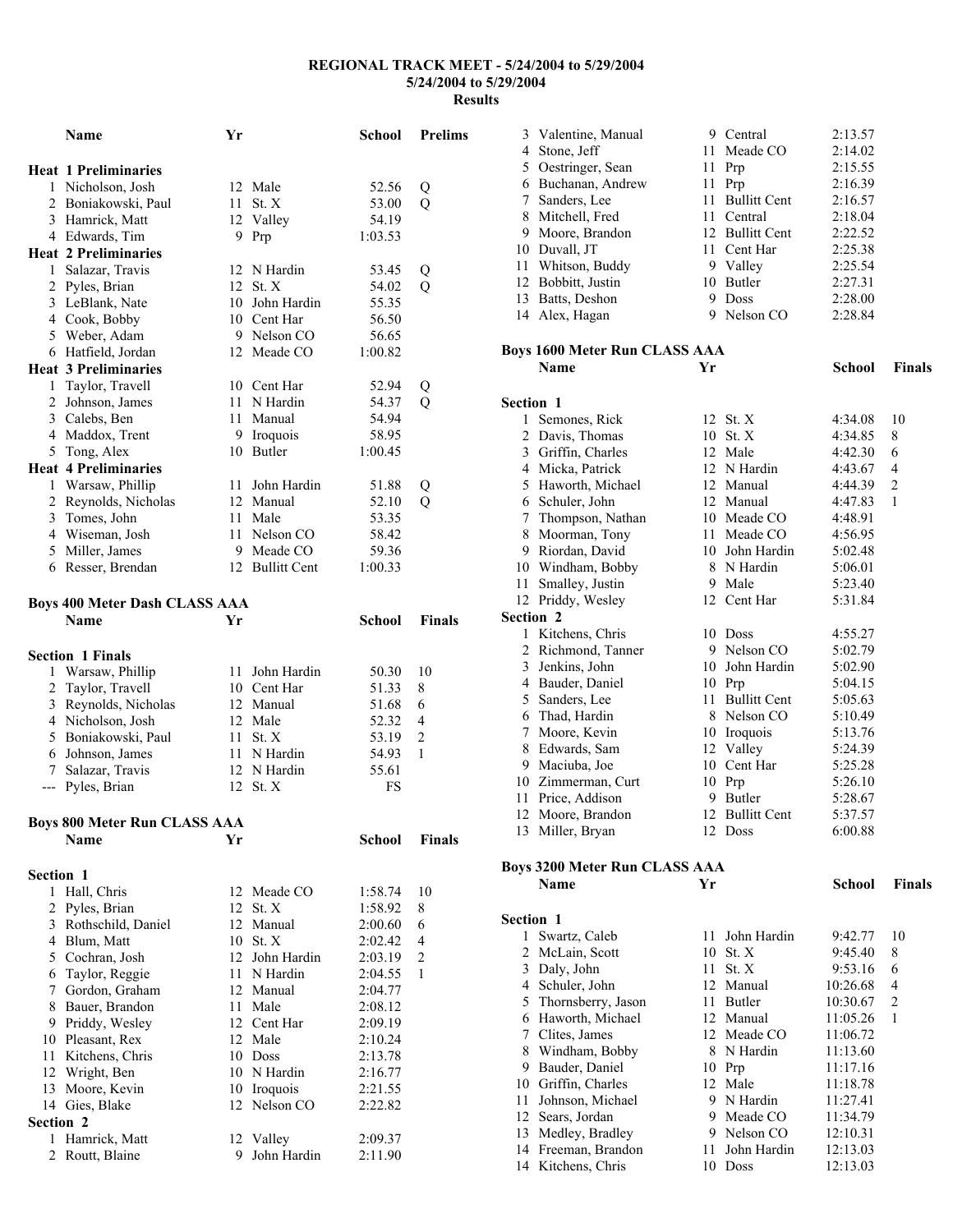**REGIONAL TRACK MEET - 5/24/2004 to 5/29/2004**
**5/24/2004 to 5/29/2004**
**Results**

| | Name | Yr | School | Prelims | |
|---|---|---|---|---|---|
| **Heat 1 Preliminaries** | | | | | |
| 1 | Nicholson, Josh | 12 | Male | 52.56 | Q |
| 2 | Boniakowski, Paul | 11 | St. X | 53.00 | Q |
| 3 | Hamrick, Matt | 12 | Valley | 54.19 | |
| 4 | Edwards, Tim | 9 | Prp | 1:03.53 | |
| **Heat 2 Preliminaries** | | | | | |
| 1 | Salazar, Travis | 12 | N Hardin | 53.45 | Q |
| 2 | Pyles, Brian | 12 | St. X | 54.02 | Q |
| 3 | LeBlank, Nate | 10 | John Hardin | 55.35 | |
| 4 | Cook, Bobby | 10 | Cent Har | 56.50 | |
| 5 | Weber, Adam | 9 | Nelson CO | 56.65 | |
| 6 | Hatfield, Jordan | 12 | Meade CO | 1:00.82 | |
| **Heat 3 Preliminaries** | | | | | |
| 1 | Taylor, Travell | 10 | Cent Har | 52.94 | Q |
| 2 | Johnson, James | 11 | N Hardin | 54.37 | Q |
| 3 | Calebs, Ben | 11 | Manual | 54.94 | |
| 4 | Maddox, Trent | 9 | Iroquois | 58.95 | |
| 5 | Tong, Alex | 10 | Butler | 1:00.45 | |
| **Heat 4 Preliminaries** | | | | | |
| 1 | Warsaw, Phillip | 11 | John Hardin | 51.88 | Q |
| 2 | Reynolds, Nicholas | 12 | Manual | 52.10 | Q |
| 3 | Tomes, John | 11 | Male | 53.35 | |
| 4 | Wiseman, Josh | 11 | Nelson CO | 58.42 | |
| 5 | Miller, James | 9 | Meade CO | 59.36 | |
| 6 | Resser, Brendan | 12 | Bullitt Cent | 1:00.33 | |

**Boys 400 Meter Dash CLASS AAA**

| | Name | Yr | School | Finals | |
|---|---|---|---|---|---|
| **Section 1 Finals** | | | | | |
| 1 | Warsaw, Phillip | 11 | John Hardin | 50.30 | 10 |
| 2 | Taylor, Travell | 10 | Cent Har | 51.33 | 8 |
| 3 | Reynolds, Nicholas | 12 | Manual | 51.68 | 6 |
| 4 | Nicholson, Josh | 12 | Male | 52.32 | 4 |
| 5 | Boniakowski, Paul | 11 | St. X | 53.19 | 2 |
| 6 | Johnson, James | 11 | N Hardin | 54.93 | 1 |
| 7 | Salazar, Travis | 12 | N Hardin | 55.61 | |
| --- | Pyles, Brian | 12 | St. X | FS | |

**Boys 800 Meter Run CLASS AAA**

| | Name | Yr | School | Finals | |
|---|---|---|---|---|---|
| **Section 1** | | | | | |
| 1 | Hall, Chris | 12 | Meade CO | 1:58.74 | 10 |
| 2 | Pyles, Brian | 12 | St. X | 1:58.92 | 8 |
| 3 | Rothschild, Daniel | 12 | Manual | 2:00.60 | 6 |
| 4 | Blum, Matt | 10 | St. X | 2:02.42 | 4 |
| 5 | Cochran, Josh | 12 | John Hardin | 2:03.19 | 2 |
| 6 | Taylor, Reggie | 11 | N Hardin | 2:04.55 | 1 |
| 7 | Gordon, Graham | 12 | Manual | 2:04.77 | |
| 8 | Bauer, Brandon | 11 | Male | 2:08.12 | |
| 9 | Priddy, Wesley | 12 | Cent Har | 2:09.19 | |
| 10 | Pleasant, Rex | 12 | Male | 2:10.24 | |
| 11 | Kitchens, Chris | 10 | Doss | 2:13.78 | |
| 12 | Wright, Ben | 10 | N Hardin | 2:16.77 | |
| 13 | Moore, Kevin | 10 | Iroquois | 2:21.55 | |
| 14 | Gies, Blake | 12 | Nelson CO | 2:22.82 | |
| **Section 2** | | | | | |
| 1 | Hamrick, Matt | 12 | Valley | 2:09.37 | |
| 2 | Routt, Blaine | 9 | John Hardin | 2:11.90 | |
| 3 | Valentine, Manual | 9 | Central | 2:13.57 | |
| 4 | Stone, Jeff | 11 | Meade CO | 2:14.02 | |
| 5 | Oestringer, Sean | 11 | Prp | 2:15.55 | |
| 6 | Buchanan, Andrew | 11 | Prp | 2:16.39 | |
| 7 | Sanders, Lee | 11 | Bullitt Cent | 2:16.57 | |
| 8 | Mitchell, Fred | 11 | Central | 2:18.04 | |
| 9 | Moore, Brandon | 12 | Bullitt Cent | 2:22.52 | |
| 10 | Duvall, JT | 11 | Cent Har | 2:25.38 | |
| 11 | Whitson, Buddy | 9 | Valley | 2:25.54 | |
| 12 | Bobbitt, Justin | 10 | Butler | 2:27.31 | |
| 13 | Batts, Deshon | 9 | Doss | 2:28.00 | |
| 14 | Alex, Hagan | 9 | Nelson CO | 2:28.84 | |

**Boys 1600 Meter Run CLASS AAA**

| | Name | Yr | School | Finals | |
|---|---|---|---|---|---|
| **Section 1** | | | | | |
| 1 | Semones, Rick | 12 | St. X | 4:34.08 | 10 |
| 2 | Davis, Thomas | 10 | St. X | 4:34.85 | 8 |
| 3 | Griffin, Charles | 12 | Male | 4:42.30 | 6 |
| 4 | Micka, Patrick | 12 | N Hardin | 4:43.67 | 4 |
| 5 | Haworth, Michael | 12 | Manual | 4:44.39 | 2 |
| 6 | Schuler, John | 12 | Manual | 4:47.83 | 1 |
| 7 | Thompson, Nathan | 10 | Meade CO | 4:48.91 | |
| 8 | Moorman, Tony | 11 | Meade CO | 4:56.95 | |
| 9 | Riordan, David | 10 | John Hardin | 5:02.48 | |
| 10 | Windham, Bobby | 8 | N Hardin | 5:06.01 | |
| 11 | Smalley, Justin | 9 | Male | 5:23.40 | |
| 12 | Priddy, Wesley | 12 | Cent Har | 5:31.84 | |
| **Section 2** | | | | | |
| 1 | Kitchens, Chris | 10 | Doss | 4:55.27 | |
| 2 | Richmond, Tanner | 9 | Nelson CO | 5:02.79 | |
| 3 | Jenkins, John | 10 | John Hardin | 5:02.90 | |
| 4 | Bauder, Daniel | 10 | Prp | 5:04.15 | |
| 5 | Sanders, Lee | 11 | Bullitt Cent | 5:05.63 | |
| 6 | Thad, Hardin | 8 | Nelson CO | 5:10.49 | |
| 7 | Moore, Kevin | 10 | Iroquois | 5:13.76 | |
| 8 | Edwards, Sam | 12 | Valley | 5:24.39 | |
| 9 | Maciuba, Joe | 10 | Cent Har | 5:25.28 | |
| 10 | Zimmerman, Curt | 10 | Prp | 5:26.10 | |
| 11 | Price, Addison | 9 | Butler | 5:28.67 | |
| 12 | Moore, Brandon | 12 | Bullitt Cent | 5:37.57 | |
| 13 | Miller, Bryan | 12 | Doss | 6:00.88 | |

**Boys 3200 Meter Run CLASS AAA**

| | Name | Yr | School | Finals | |
|---|---|---|---|---|---|
| **Section 1** | | | | | |
| 1 | Swartz, Caleb | 11 | John Hardin | 9:42.77 | 10 |
| 2 | McLain, Scott | 10 | St. X | 9:45.40 | 8 |
| 3 | Daly, John | 11 | St. X | 9:53.16 | 6 |
| 4 | Schuler, John | 12 | Manual | 10:26.68 | 4 |
| 5 | Thornsberry, Jason | 11 | Butler | 10:30.67 | 2 |
| 6 | Haworth, Michael | 12 | Manual | 11:05.26 | 1 |
| 7 | Clites, James | 12 | Meade CO | 11:06.72 | |
| 8 | Windham, Bobby | 8 | N Hardin | 11:13.60 | |
| 9 | Bauder, Daniel | 10 | Prp | 11:17.16 | |
| 10 | Griffin, Charles | 12 | Male | 11:18.78 | |
| 11 | Johnson, Michael | 9 | N Hardin | 11:27.41 | |
| 12 | Sears, Jordan | 9 | Meade CO | 11:34.79 | |
| 13 | Medley, Bradley | 9 | Nelson CO | 12:10.31 | |
| 14 | Freeman, Brandon | 11 | John Hardin | 12:13.03 | |
| 14 | Kitchens, Chris | 10 | Doss | 12:13.03 | |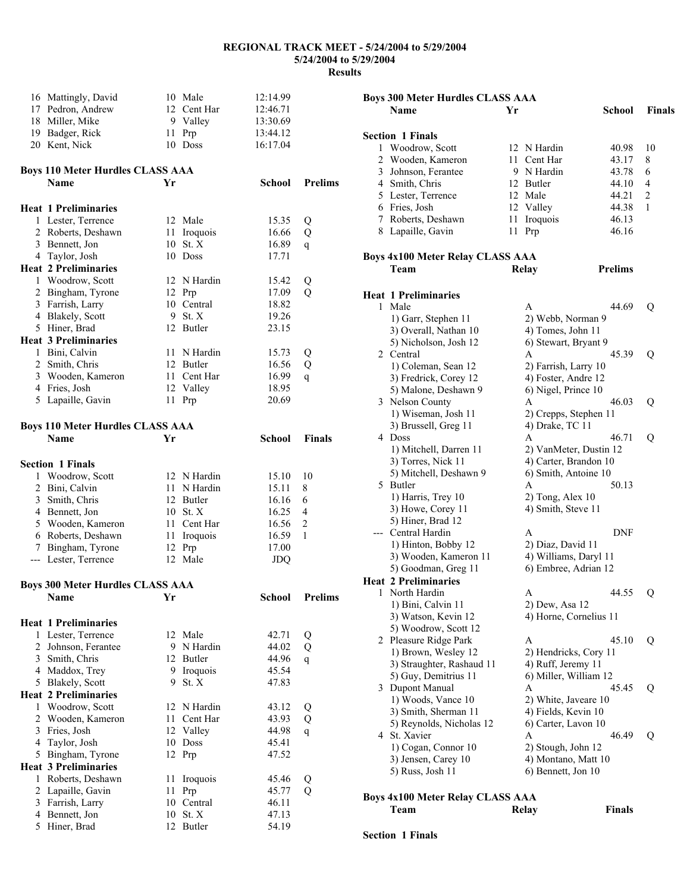# REGIONAL TRACK MEET - 5/24/2004 to 5/29/2004

**5/24/2004 to 5/29/2004**

**Results**

| | Name | Yr | School | Time |
|---|---|---|---|---|
| 16 | Mattingly, David | 10 | Male | 12:14.99 |
| 17 | Pedron, Andrew | 12 | Cent Har | 12:46.71 |
| 18 | Miller, Mike | 9 | Valley | 13:30.69 |
| 19 | Badger, Rick | 11 | Prp | 13:44.12 |
| 20 | Kent, Nick | 10 | Doss | 16:17.04 |

### Boys 110 Meter Hurdles CLASS AAA

| | Name | Yr | School | Prelims | |
|---|---|---|---|---|---|
| **Heat 1 Preliminaries** | | | | | |
| 1 | Lester, Terrence | 12 | Male | 15.35 | Q |
| 2 | Roberts, Deshawn | 11 | Iroquois | 16.66 | Q |
| 3 | Bennett, Jon | 10 | St. X | 16.89 | q |
| 4 | Taylor, Josh | 10 | Doss | 17.71 | |
| **Heat 2 Preliminaries** | | | | | |
| 1 | Woodrow, Scott | 12 | N Hardin | 15.42 | Q |
| 2 | Bingham, Tyrone | 12 | Prp | 17.09 | Q |
| 3 | Farrish, Larry | 10 | Central | 18.82 | |
| 4 | Blakely, Scott | 9 | St. X | 19.26 | |
| 5 | Hiner, Brad | 12 | Butler | 23.15 | |
| **Heat 3 Preliminaries** | | | | | |
| 1 | Bini, Calvin | 11 | N Hardin | 15.73 | Q |
| 2 | Smith, Chris | 12 | Butler | 16.56 | Q |
| 3 | Wooden, Kameron | 11 | Cent Har | 16.99 | q |
| 4 | Fries, Josh | 12 | Valley | 18.95 | |
| 5 | Lapaille, Gavin | 11 | Prp | 20.69 | |

### Boys 110 Meter Hurdles CLASS AAA

| | Name | Yr | School | Finals | Points |
|---|---|---|---|---|---|
| **Section 1 Finals** | | | | | |
| 1 | Woodrow, Scott | 12 | N Hardin | 15.10 | 10 |
| 2 | Bini, Calvin | 11 | N Hardin | 15.11 | 8 |
| 3 | Smith, Chris | 12 | Butler | 16.16 | 6 |
| 4 | Bennett, Jon | 10 | St. X | 16.25 | 4 |
| 5 | Wooden, Kameron | 11 | Cent Har | 16.56 | 2 |
| 6 | Roberts, Deshawn | 11 | Iroquois | 16.59 | 1 |
| 7 | Bingham, Tyrone | 12 | Prp | 17.00 | |
| --- | Lester, Terrence | 12 | Male | JDQ | |

### Boys 300 Meter Hurdles CLASS AAA

| | Name | Yr | School | Prelims | |
|---|---|---|---|---|---|
| **Heat 1 Preliminaries** | | | | | |
| 1 | Lester, Terrence | 12 | Male | 42.71 | Q |
| 2 | Johnson, Ferantee | 9 | N Hardin | 44.02 | Q |
| 3 | Smith, Chris | 12 | Butler | 44.96 | q |
| 4 | Maddox, Trey | 9 | Iroquois | 45.54 | |
| 5 | Blakely, Scott | 9 | St. X | 47.83 | |
| **Heat 2 Preliminaries** | | | | | |
| 1 | Woodrow, Scott | 12 | N Hardin | 43.12 | Q |
| 2 | Wooden, Kameron | 11 | Cent Har | 43.93 | Q |
| 3 | Fries, Josh | 12 | Valley | 44.98 | q |
| 4 | Taylor, Josh | 10 | Doss | 45.41 | |
| 5 | Bingham, Tyrone | 12 | Prp | 47.52 | |
| **Heat 3 Preliminaries** | | | | | |
| 1 | Roberts, Deshawn | 11 | Iroquois | 45.46 | Q |
| 2 | Lapaille, Gavin | 11 | Prp | 45.77 | Q |
| 3 | Farrish, Larry | 10 | Central | 46.11 | |
| 4 | Bennett, Jon | 10 | St. X | 47.13 | |
| 5 | Hiner, Brad | 12 | Butler | 54.19 | |

### Boys 300 Meter Hurdles CLASS AAA

| | Name | Yr | School | Finals | Points |
|---|---|---|---|---|---|
| **Section 1 Finals** | | | | | |
| 1 | Woodrow, Scott | 12 | N Hardin | 40.98 | 10 |
| 2 | Wooden, Kameron | 11 | Cent Har | 43.17 | 8 |
| 3 | Johnson, Ferantee | 9 | N Hardin | 43.78 | 6 |
| 4 | Smith, Chris | 12 | Butler | 44.10 | 4 |
| 5 | Lester, Terrence | 12 | Male | 44.21 | 2 |
| 6 | Fries, Josh | 12 | Valley | 44.38 | 1 |
| 7 | Roberts, Deshawn | 11 | Iroquois | 46.13 | |
| 8 | Lapaille, Gavin | 11 | Prp | 46.16 | |

### Boys 4x100 Meter Relay CLASS AAA

| | Team | Relay | Prelims | |
|---|---|---|---|---|
| **Heat 1 Preliminaries** | | | | |
| 1 | Male | A | 44.69 | Q |
| | 1) Garr, Stephen 11 | 2) Webb, Norman 9 | | |
| | 3) Overall, Nathan 10 | 4) Tomes, John 11 | | |
| | 5) Nicholson, Josh 12 | 6) Stewart, Bryant 9 | | |
| 2 | Central | A | 45.39 | Q |
| | 1) Coleman, Sean 12 | 2) Farrish, Larry 10 | | |
| | 3) Fredrick, Corey 12 | 4) Foster, Andre 12 | | |
| | 5) Malone, Deshawn 9 | 6) Nigel, Prince 10 | | |
| 3 | Nelson County | A | 46.03 | Q |
| | 1) Wiseman, Josh 11 | 2) Crepps, Stephen 11 | | |
| | 3) Brussell, Greg 11 | 4) Drake, TC 11 | | |
| 4 | Doss | A | 46.71 | Q |
| | 1) Mitchell, Darren 11 | 2) VanMeter, Dustin 12 | | |
| | 3) Torres, Nick 11 | 4) Carter, Brandon 10 | | |
| | 5) Mitchell, Deshawn 9 | 6) Smith, Antoine 10 | | |
| 5 | Butler | A | 50.13 | |
| | 1) Harris, Trey 10 | 2) Tong, Alex 10 | | |
| | 3) Howe, Corey 11 | 4) Smith, Steve 11 | | |
| | 5) Hiner, Brad 12 | | | |
| --- | Central Hardin | A | DNF | |
| | 1) Hinton, Bobby 12 | 2) Diaz, David 11 | | |
| | 3) Wooden, Kameron 11 | 4) Williams, Daryl 11 | | |
| | 5) Goodman, Greg 11 | 6) Embree, Adrian 12 | | |
| **Heat 2 Preliminaries** | | | | |
| 1 | North Hardin | A | 44.55 | Q |
| | 1) Bini, Calvin 11 | 2) Dew, Asa 12 | | |
| | 3) Watson, Kevin 12 | 4) Horne, Cornelius 11 | | |
| | 5) Woodrow, Scott 12 | | | |
| 2 | Pleasure Ridge Park | A | 45.10 | Q |
| | 1) Brown, Wesley 12 | 2) Hendricks, Cory 11 | | |
| | 3) Straughter, Rashaud 11 | 4) Ruff, Jeremy 11 | | |
| | 5) Guy, Demitrius 11 | 6) Miller, William 12 | | |
| 3 | Dupont Manual | A | 45.45 | Q |
| | 1) Woods, Vance 10 | 2) White, Javeare 10 | | |
| | 3) Smith, Sherman 11 | 4) Fields, Kevin 10 | | |
| | 5) Reynolds, Nicholas 12 | 6) Carter, Lavon 10 | | |
| 4 | St. Xavier | A | 46.49 | Q |
| | 1) Cogan, Connor 10 | 2) Stough, John 12 | | |
| | 3) Jensen, Carey 10 | 4) Montano, Matt 10 | | |
| | 5) Russ, Josh 11 | 6) Bennett, Jon 10 | | |

### Boys 4x100 Meter Relay CLASS AAA

| | Team | Relay | Finals |
|---|---|---|---|
| **Section 1 Finals** | | | |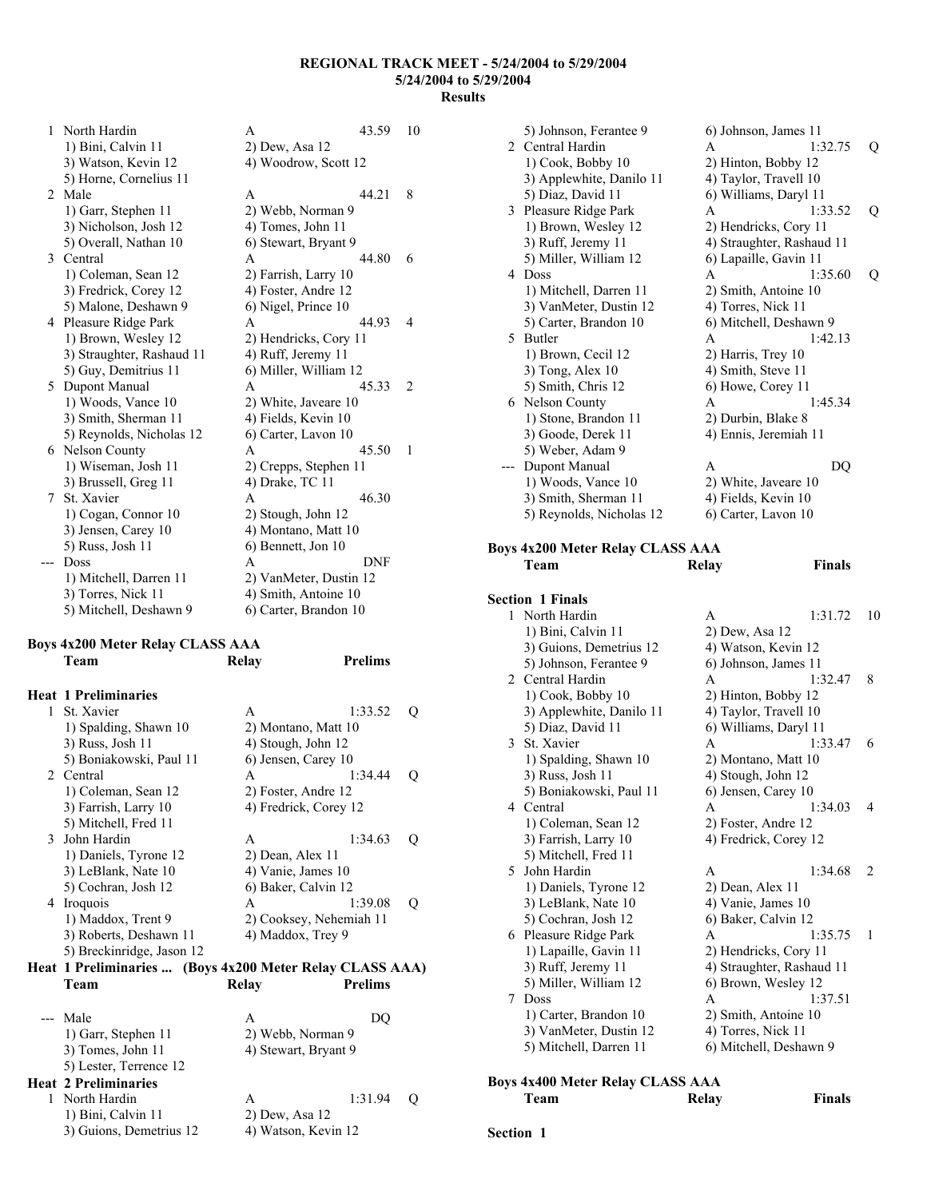**REGIONAL TRACK MEET - 5/24/2004 to 5/29/2004**
**5/24/2004 to 5/29/2004**
**Results**

```
  1 North Hardin               A                     43.59   10
     1) Bini, Calvin 11         2) Dew, Asa 12
     3) Watson, Kevin 12        4) Woodrow, Scott 12
     5) Horne, Cornelius 11
  2 Male                       A                     44.21    8
     1) Garr, Stephen 11        2) Webb, Norman 9
     3) Nicholson, Josh 12      4) Tomes, John 11
     5) Overall, Nathan 10      6) Stewart, Bryant 9
  3 Central                    A                     44.80    6
     1) Coleman, Sean 12        2) Farrish, Larry 10
     3) Fredrick, Corey 12      4) Foster, Andre 12
     5) Malone, Deshawn 9       6) Nigel, Prince 10
  4 Pleasure Ridge Park        A                     44.93    4
     1) Brown, Wesley 12        2) Hendricks, Cory 11
     3) Straughter, Rashaud 11  4) Ruff, Jeremy 11
     5) Guy, Demitrius 11       6) Miller, William 12
  5 Dupont Manual              A                     45.33    2
     1) Woods, Vance 10         2) White, Javeare 10
     3) Smith, Sherman 11       4) Fields, Kevin 10
     5) Reynolds, Nicholas 12   6) Carter, Lavon 10
  6 Nelson County              A                     45.50    1
     1) Wiseman, Josh 11        2) Crepps, Stephen 11
     3) Brussell, Greg 11       4) Drake, TC 11
  7 St. Xavier                 A                     46.30
     1) Cogan, Connor 10        2) Stough, John 12
     3) Jensen, Carey 10        4) Montano, Matt 10
     5) Russ, Josh 11           6) Bennett, Jon 10
 -- Doss                       A                       DNF
     1) Mitchell, Darren 11     2) VanMeter, Dustin 12
     3) Torres, Nick 11         4) Smith, Antoine 10
     5) Mitchell, Deshawn 9     6) Carter, Brandon 10
```

**Boys 4x200 Meter Relay CLASS AAA**

```
    Team                       Relay              Prelims

Heat  1 Preliminaries
  1 St. Xavier                 A                   1:33.52  Q
     1) Spalding, Shawn 10      2) Montano, Matt 10
     3) Russ, Josh 11           4) Stough, John 12
     5) Boniakowski, Paul 11    6) Jensen, Carey 10
  2 Central                    A                   1:34.44  Q
     1) Coleman, Sean 12        2) Foster, Andre 12
     3) Farrish, Larry 10       4) Fredrick, Corey 12
     5) Mitchell, Fred 11
  3 John Hardin                A                   1:34.63  Q
     1) Daniels, Tyrone 12      2) Dean, Alex 11
     3) LeBlank, Nate 10        4) Vanie, James 10
     5) Cochran, Josh 12        6) Baker, Calvin 12
  4 Iroquois                   A                   1:39.08  Q
     1) Maddox, Trent 9         2) Cooksey, Nehemiah 11
     3) Roberts, Deshawn 11     4) Maddox, Trey 9
     5) Breckinridge, Jason 12
Heat  1 Preliminaries ...  (Boys 4x200 Meter Relay CLASS AAA)
    Team                       Relay              Prelims

 -- Male                       A                        DQ
     1) Garr, Stephen 11        2) Webb, Norman 9
     3) Tomes, John 11          4) Stewart, Bryant 9
     5) Lester, Terrence 12
Heat  2 Preliminaries
  1 North Hardin               A                   1:31.94  Q
     1) Bini, Calvin 11         2) Dew, Asa 12
     3) Guions, Demetrius 12    4) Watson, Kevin 12
     5) Johnson, Ferantee 9     6) Johnson, James 11
  2 Central Hardin             A                   1:32.75  Q
     1) Cook, Bobby 10          2) Hinton, Bobby 12
     3) Applewhite, Danilo 11   4) Taylor, Travell 10
     5) Diaz, David 11          6) Williams, Daryl 11
  3 Pleasure Ridge Park        A                   1:33.52  Q
     1) Brown, Wesley 12        2) Hendricks, Cory 11
     3) Ruff, Jeremy 11         4) Straughter, Rashaud 11
     5) Miller, William 12      6) Lapaille, Gavin 11
  4 Doss                       A                   1:35.60  Q
     1) Mitchell, Darren 11     2) Smith, Antoine 10
     3) VanMeter, Dustin 12     4) Torres, Nick 11
     5) Carter, Brandon 10      6) Mitchell, Deshawn 9
  5 Butler                     A                   1:42.13
     1) Brown, Cecil 12         2) Harris, Trey 10
     3) Tong, Alex 10           4) Smith, Steve 11
     5) Smith, Chris 12         6) Howe, Corey 11
  6 Nelson County              A                   1:45.34
     1) Stone, Brandon 11       2) Durbin, Blake 8
     3) Goode, Derek 11         4) Ennis, Jeremiah 11
     5) Weber, Adam 9
 -- Dupont Manual              A                        DQ
     1) Woods, Vance 10         2) White, Javeare 10
     3) Smith, Sherman 11       4) Fields, Kevin 10
     5) Reynolds, Nicholas 12   6) Carter, Lavon 10
```

**Boys 4x200 Meter Relay CLASS AAA**

```
    Team                       Relay               Finals

Section  1 Finals
  1 North Hardin               A                   1:31.72   10
     1) Bini, Calvin 11         2) Dew, Asa 12
     3) Guions, Demetrius 12    4) Watson, Kevin 12
     5) Johnson, Ferantee 9     6) Johnson, James 11
  2 Central Hardin             A                   1:32.47    8
     1) Cook, Bobby 10          2) Hinton, Bobby 12
     3) Applewhite, Danilo 11   4) Taylor, Travell 10
     5) Diaz, David 11          6) Williams, Daryl 11
  3 St. Xavier                 A                   1:33.47    6
     1) Spalding, Shawn 10      2) Montano, Matt 10
     3) Russ, Josh 11           4) Stough, John 12
     5) Boniakowski, Paul 11    6) Jensen, Carey 10
  4 Central                    A                   1:34.03    4
     1) Coleman, Sean 12        2) Foster, Andre 12
     3) Farrish, Larry 10       4) Fredrick, Corey 12
     5) Mitchell, Fred 11
  5 John Hardin                A                   1:34.68    2
     1) Daniels, Tyrone 12      2) Dean, Alex 11
     3) LeBlank, Nate 10        4) Vanie, James 10
     5) Cochran, Josh 12        6) Baker, Calvin 12
  6 Pleasure Ridge Park        A                   1:35.75    1
     1) Lapaille, Gavin 11      2) Hendricks, Cory 11
     3) Ruff, Jeremy 11         4) Straughter, Rashaud 11
     5) Miller, William 12      6) Brown, Wesley 12
  7 Doss                       A                   1:37.51
     1) Carter, Brandon 10      2) Smith, Antoine 10
     3) VanMeter, Dustin 12     4) Torres, Nick 11
     5) Mitchell, Darren 11     6) Mitchell, Deshawn 9
```

**Boys 4x400 Meter Relay CLASS AAA**

```
    Team                       Relay               Finals

Section  1
```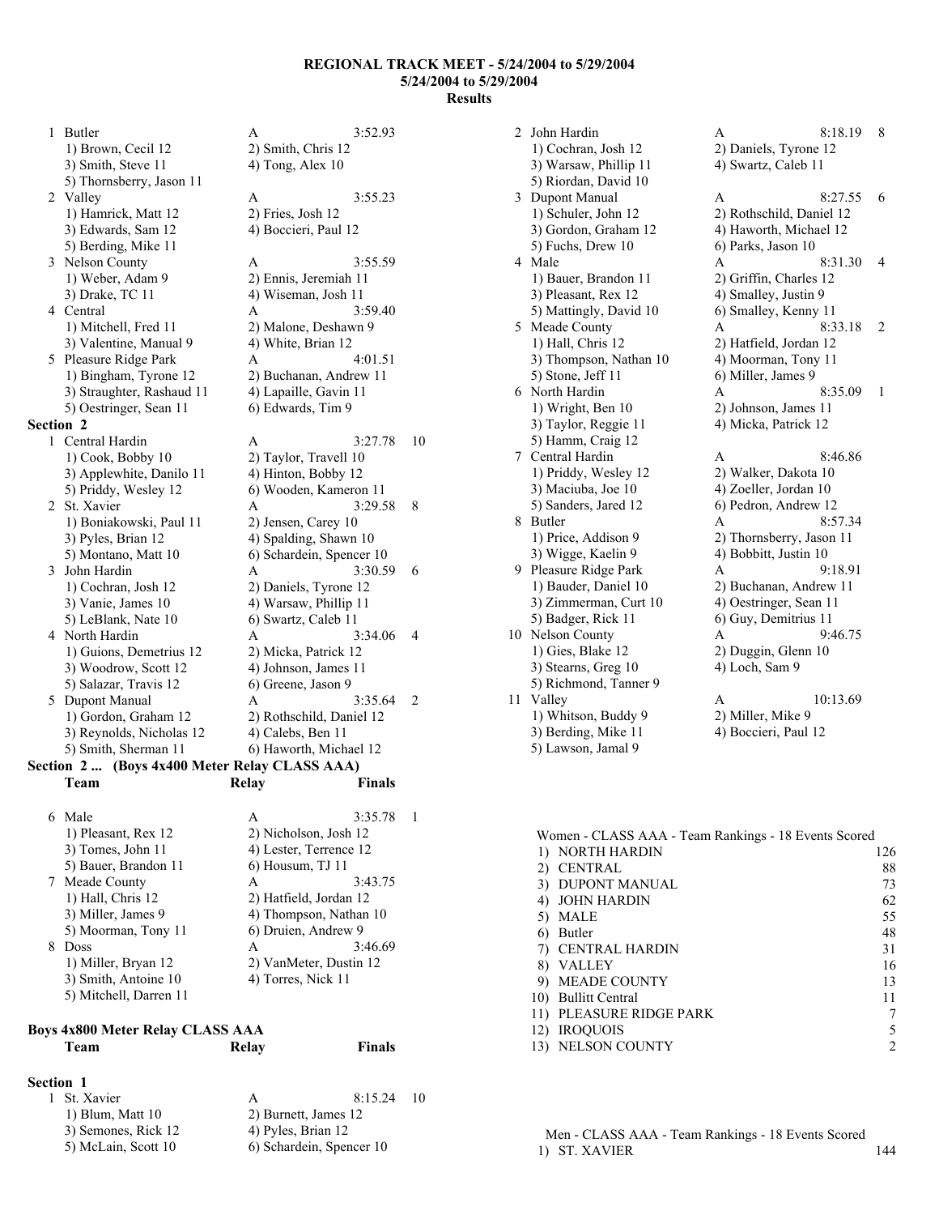**REGIONAL TRACK MEET - 5/24/2004 to 5/29/2004**
**5/24/2004 to 5/29/2004**
**Results**

| | Team | Relay | Finals | Points |
|---|---|---|---|---|
| 1 | Butler | A | 3:52.93 | |
| | 1) Brown, Cecil 12 | 2) Smith, Chris 12 | | |
| | 3) Smith, Steve 11 | 4) Tong, Alex 10 | | |
| | 5) Thornsberry, Jason 11 | | | |
| 2 | Valley | A | 3:55.23 | |
| | 1) Hamrick, Matt 12 | 2) Fries, Josh 12 | | |
| | 3) Edwards, Sam 12 | 4) Boccieri, Paul 12 | | |
| | 5) Berding, Mike 11 | | | |
| 3 | Nelson County | A | 3:55.59 | |
| | 1) Weber, Adam 9 | 2) Ennis, Jeremiah 11 | | |
| | 3) Drake, TC 11 | 4) Wiseman, Josh 11 | | |
| 4 | Central | A | 3:59.40 | |
| | 1) Mitchell, Fred 11 | 2) Malone, Deshawn 9 | | |
| | 3) Valentine, Manual 9 | 4) White, Brian 12 | | |
| 5 | Pleasure Ridge Park | A | 4:01.51 | |
| | 1) Bingham, Tyrone 12 | 2) Buchanan, Andrew 11 | | |
| | 3) Straughter, Rashaud 11 | 4) Lapaille, Gavin 11 | | |
| | 5) Oestringer, Sean 11 | 6) Edwards, Tim 9 | | |

**Section 2**

| | Team | Relay | Finals | Points |
|---|---|---|---|---|
| 1 | Central Hardin | A | 3:27.78 | 10 |
| | 1) Cook, Bobby 10 | 2) Taylor, Travell 10 | | |
| | 3) Applewhite, Danilo 11 | 4) Hinton, Bobby 12 | | |
| | 5) Priddy, Wesley 12 | 6) Wooden, Kameron 11 | | |
| 2 | St. Xavier | A | 3:29.58 | 8 |
| | 1) Boniakowski, Paul 11 | 2) Jensen, Carey 10 | | |
| | 3) Pyles, Brian 12 | 4) Spalding, Shawn 10 | | |
| | 5) Montano, Matt 10 | 6) Schardein, Spencer 10 | | |
| 3 | John Hardin | A | 3:30.59 | 6 |
| | 1) Cochran, Josh 12 | 2) Daniels, Tyrone 12 | | |
| | 3) Vanie, James 10 | 4) Warsaw, Phillip 11 | | |
| | 5) LeBlank, Nate 10 | 6) Swartz, Caleb 11 | | |
| 4 | North Hardin | A | 3:34.06 | 4 |
| | 1) Guions, Demetrius 12 | 2) Micka, Patrick 12 | | |
| | 3) Woodrow, Scott 12 | 4) Johnson, James 11 | | |
| | 5) Salazar, Travis 12 | 6) Greene, Jason 9 | | |
| 5 | Dupont Manual | A | 3:35.64 | 2 |
| | 1) Gordon, Graham 12 | 2) Rothschild, Daniel 12 | | |
| | 3) Reynolds, Nicholas 12 | 4) Calebs, Ben 11 | | |
| | 5) Smith, Sherman 11 | 6) Haworth, Michael 12 | | |

**Section 2 ... (Boys 4x400 Meter Relay CLASS AAA)**

| | Team | Relay | Finals | Points |
|---|---|---|---|---|
| 6 | Male | A | 3:35.78 | 1 |
| | 1) Pleasant, Rex 12 | 2) Nicholson, Josh 12 | | |
| | 3) Tomes, John 11 | 4) Lester, Terrence 12 | | |
| | 5) Bauer, Brandon 11 | 6) Housum, TJ 11 | | |
| 7 | Meade County | A | 3:43.75 | |
| | 1) Hall, Chris 12 | 2) Hatfield, Jordan 12 | | |
| | 3) Miller, James 9 | 4) Thompson, Nathan 10 | | |
| | 5) Moorman, Tony 11 | 6) Druien, Andrew 9 | | |
| 8 | Doss | A | 3:46.69 | |
| | 1) Miller, Bryan 12 | 2) VanMeter, Dustin 12 | | |
| | 3) Smith, Antoine 10 | 4) Torres, Nick 11 | | |
| | 5) Mitchell, Darren 11 | | | |

**Boys 4x800 Meter Relay CLASS AAA**

**Section 1**

| | Team | Relay | Finals | Points |
|---|---|---|---|---|
| 1 | St. Xavier | A | 8:15.24 | 10 |
| | 1) Blum, Matt 10 | 2) Burnett, James 12 | | |
| | 3) Semones, Rick 12 | 4) Pyles, Brian 12 | | |
| | 5) McLain, Scott 10 | 6) Schardein, Spencer 10 | | |
| 2 | John Hardin | A | 8:18.19 | 8 |
| | 1) Cochran, Josh 12 | 2) Daniels, Tyrone 12 | | |
| | 3) Warsaw, Phillip 11 | 4) Swartz, Caleb 11 | | |
| | 5) Riordan, David 10 | | | |
| 3 | Dupont Manual | A | 8:27.55 | 6 |
| | 1) Schuler, John 12 | 2) Rothschild, Daniel 12 | | |
| | 3) Gordon, Graham 12 | 4) Haworth, Michael 12 | | |
| | 5) Fuchs, Drew 10 | 6) Parks, Jason 10 | | |
| 4 | Male | A | 8:31.30 | 4 |
| | 1) Bauer, Brandon 11 | 2) Griffin, Charles 12 | | |
| | 3) Pleasant, Rex 12 | 4) Smalley, Justin 9 | | |
| | 5) Mattingly, David 10 | 6) Smalley, Kenny 11 | | |
| 5 | Meade County | A | 8:33.18 | 2 |
| | 1) Hall, Chris 12 | 2) Hatfield, Jordan 12 | | |
| | 3) Thompson, Nathan 10 | 4) Moorman, Tony 11 | | |
| | 5) Stone, Jeff 11 | 6) Miller, James 9 | | |
| 6 | North Hardin | A | 8:35.09 | 1 |
| | 1) Wright, Ben 10 | 2) Johnson, James 11 | | |
| | 3) Taylor, Reggie 11 | 4) Micka, Patrick 12 | | |
| | 5) Hamm, Craig 12 | | | |
| 7 | Central Hardin | A | 8:46.86 | |
| | 1) Priddy, Wesley 12 | 2) Walker, Dakota 10 | | |
| | 3) Maciuba, Joe 10 | 4) Zoeller, Jordan 10 | | |
| | 5) Sanders, Jared 12 | 6) Pedron, Andrew 12 | | |
| 8 | Butler | A | 8:57.34 | |
| | 1) Price, Addison 9 | 2) Thornsberry, Jason 11 | | |
| | 3) Wigge, Kaelin 9 | 4) Bobbitt, Justin 10 | | |
| 9 | Pleasure Ridge Park | A | 9:18.91 | |
| | 1) Bauder, Daniel 10 | 2) Buchanan, Andrew 11 | | |
| | 3) Zimmerman, Curt 10 | 4) Oestringer, Sean 11 | | |
| | 5) Badger, Rick 11 | 6) Guy, Demitrius 11 | | |
| 10 | Nelson County | A | 9:46.75 | |
| | 1) Gies, Blake 12 | 2) Duggin, Glenn 10 | | |
| | 3) Stearns, Greg 10 | 4) Loch, Sam 9 | | |
| | 5) Richmond, Tanner 9 | | | |
| 11 | Valley | A | 10:13.69 | |
| | 1) Whitson, Buddy 9 | 2) Miller, Mike 9 | | |
| | 3) Berding, Mike 11 | 4) Boccieri, Paul 12 | | |
| | 5) Lawson, Jamal 9 | | | |

Women - CLASS AAA - Team Rankings - 18 Events Scored

| Rank | Team | Points |
|---|---|---|
| 1) | NORTH HARDIN | 126 |
| 2) | CENTRAL | 88 |
| 3) | DUPONT MANUAL | 73 |
| 4) | JOHN HARDIN | 62 |
| 5) | MALE | 55 |
| 6) | Butler | 48 |
| 7) | CENTRAL HARDIN | 31 |
| 8) | VALLEY | 16 |
| 9) | MEADE COUNTY | 13 |
| 10) | Bullitt Central | 11 |
| 11) | PLEASURE RIDGE PARK | 7 |
| 12) | IROQUOIS | 5 |
| 13) | NELSON COUNTY | 2 |

Men - CLASS AAA - Team Rankings - 18 Events Scored

| Rank | Team | Points |
|---|---|---|
| 1) | ST. XAVIER | 144 |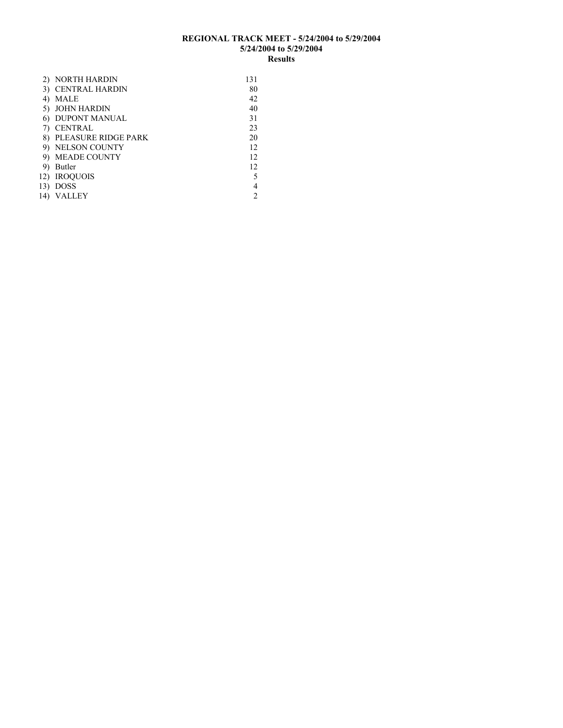**REGIONAL TRACK MEET - 5/24/2004 to 5/29/2004**
**5/24/2004 to 5/29/2004**
**Results**

| | | |
|---|---|---|
| 2) | NORTH HARDIN | 131 |
| 3) | CENTRAL HARDIN | 80 |
| 4) | MALE | 42 |
| 5) | JOHN HARDIN | 40 |
| 6) | DUPONT MANUAL | 31 |
| 7) | CENTRAL | 23 |
| 8) | PLEASURE RIDGE PARK | 20 |
| 9) | NELSON COUNTY | 12 |
| 9) | MEADE COUNTY | 12 |
| 9) | Butler | 12 |
| 12) | IROQUOIS | 5 |
| 13) | DOSS | 4 |
| 14) | VALLEY | 2 |